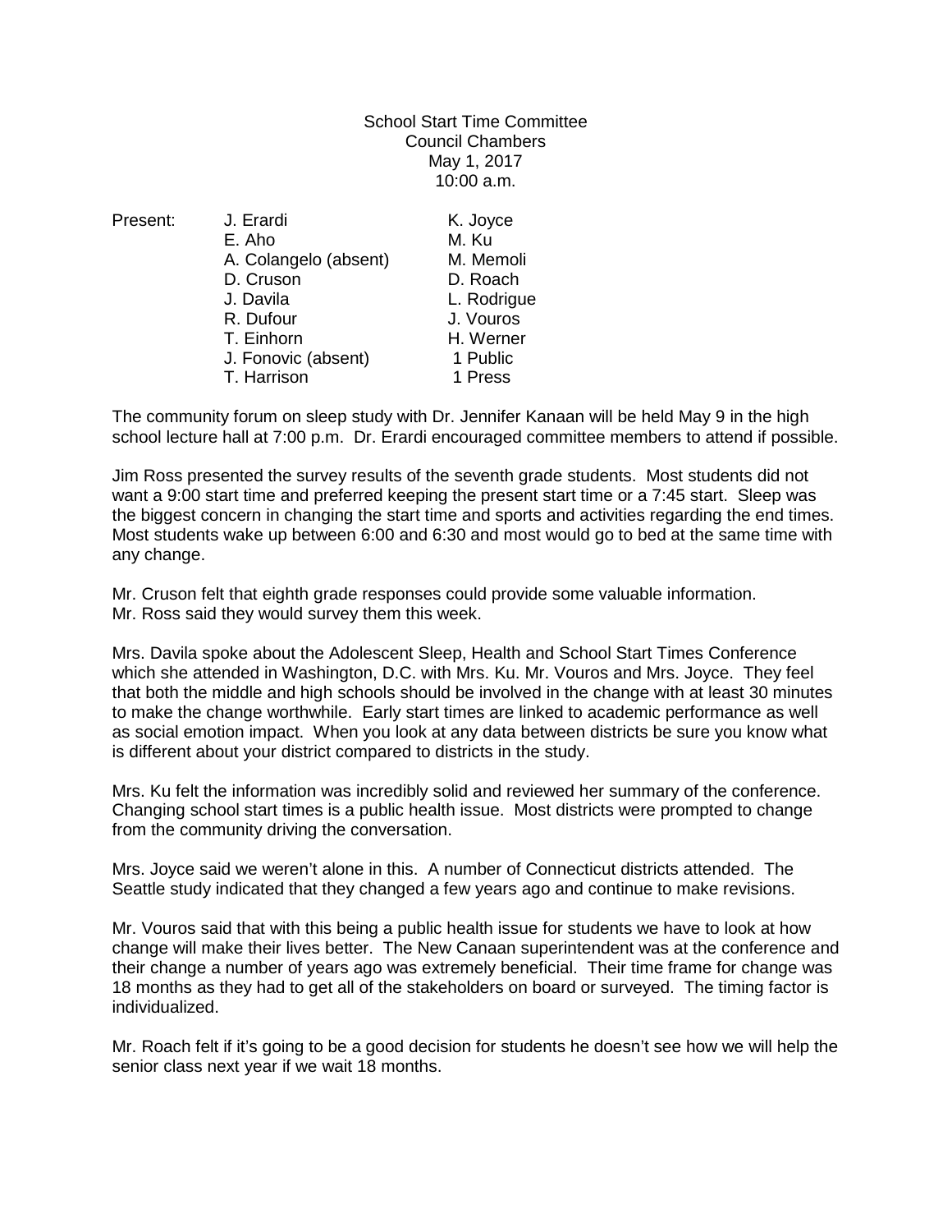School Start Time Committee
Council Chambers
May 1, 2017
10:00 a.m.

| Present: | | |
|---|---|---|
| | J. Erardi | K. Joyce |
| | E. Aho | M. Ku |
| | A. Colangelo (absent) | M. Memoli |
| | D. Cruson | D. Roach |
| | J. Davila | L. Rodrigue |
| | R. Dufour | J. Vouros |
| | T. Einhorn | H. Werner |
| | J. Fonovic (absent) | 1 Public |
| | T. Harrison | 1 Press |

The community forum on sleep study with Dr. Jennifer Kanaan will be held May 9 in the high school lecture hall at 7:00 p.m. Dr. Erardi encouraged committee members to attend if possible.

Jim Ross presented the survey results of the seventh grade students. Most students did not want a 9:00 start time and preferred keeping the present start time or a 7:45 start. Sleep was the biggest concern in changing the start time and sports and activities regarding the end times. Most students wake up between 6:00 and 6:30 and most would go to bed at the same time with any change.

Mr. Cruson felt that eighth grade responses could provide some valuable information. Mr. Ross said they would survey them this week.

Mrs. Davila spoke about the Adolescent Sleep, Health and School Start Times Conference which she attended in Washington, D.C. with Mrs. Ku. Mr. Vouros and Mrs. Joyce. They feel that both the middle and high schools should be involved in the change with at least 30 minutes to make the change worthwhile. Early start times are linked to academic performance as well as social emotion impact. When you look at any data between districts be sure you know what is different about your district compared to districts in the study.

Mrs. Ku felt the information was incredibly solid and reviewed her summary of the conference. Changing school start times is a public health issue. Most districts were prompted to change from the community driving the conversation.

Mrs. Joyce said we weren't alone in this. A number of Connecticut districts attended. The Seattle study indicated that they changed a few years ago and continue to make revisions.

Mr. Vouros said that with this being a public health issue for students we have to look at how change will make their lives better. The New Canaan superintendent was at the conference and their change a number of years ago was extremely beneficial. Their time frame for change was 18 months as they had to get all of the stakeholders on board or surveyed. The timing factor is individualized.

Mr. Roach felt if it's going to be a good decision for students he doesn't see how we will help the senior class next year if we wait 18 months.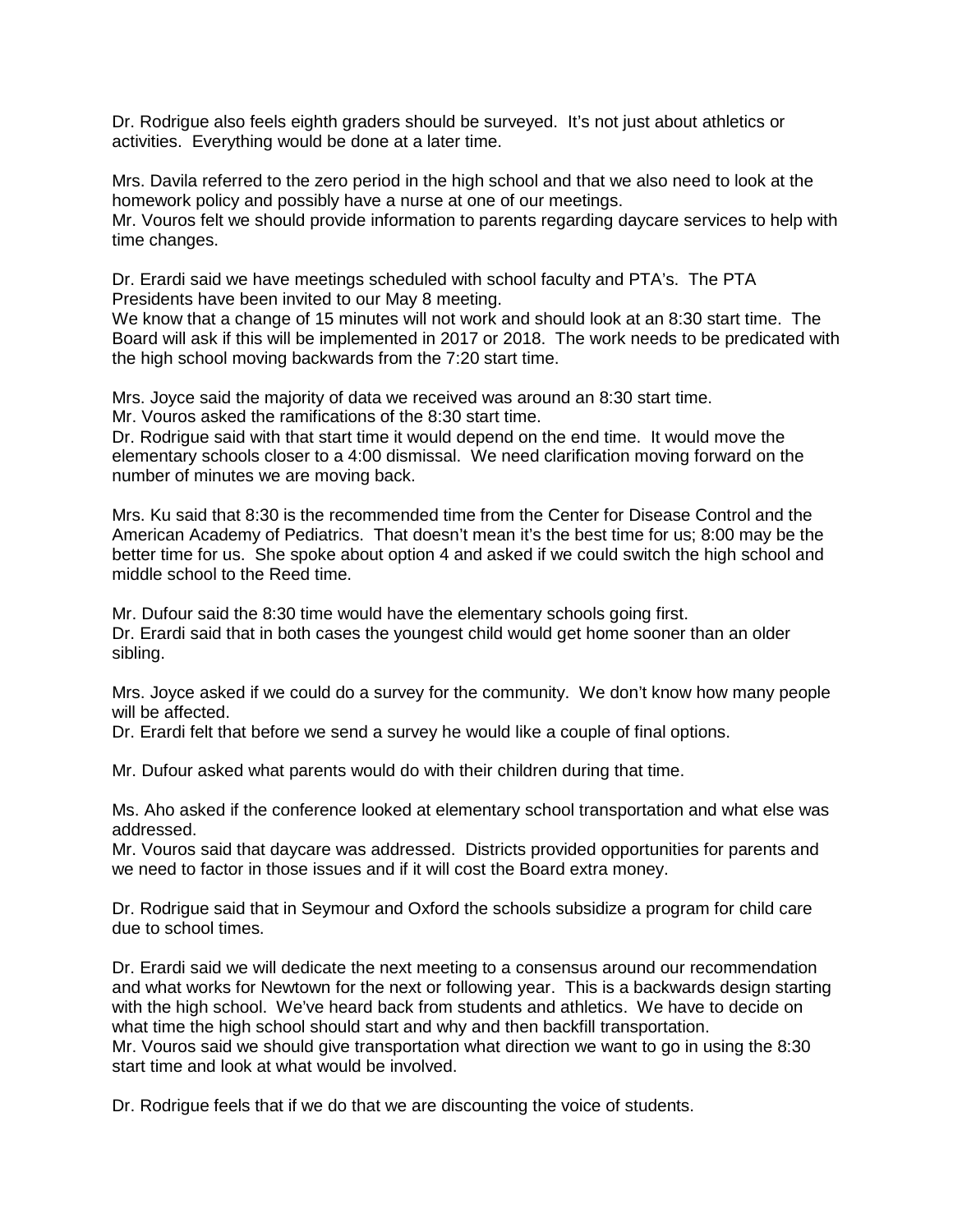Dr. Rodrigue also feels eighth graders should be surveyed. It's not just about athletics or activities. Everything would be done at a later time.

Mrs. Davila referred to the zero period in the high school and that we also need to look at the homework policy and possibly have a nurse at one of our meetings.
Mr. Vouros felt we should provide information to parents regarding daycare services to help with time changes.

Dr. Erardi said we have meetings scheduled with school faculty and PTA's. The PTA Presidents have been invited to our May 8 meeting.
We know that a change of 15 minutes will not work and should look at an 8:30 start time. The Board will ask if this will be implemented in 2017 or 2018. The work needs to be predicated with the high school moving backwards from the 7:20 start time.

Mrs. Joyce said the majority of data we received was around an 8:30 start time.
Mr. Vouros asked the ramifications of the 8:30 start time.
Dr. Rodrigue said with that start time it would depend on the end time. It would move the elementary schools closer to a 4:00 dismissal. We need clarification moving forward on the number of minutes we are moving back.

Mrs. Ku said that 8:30 is the recommended time from the Center for Disease Control and the American Academy of Pediatrics. That doesn't mean it's the best time for us; 8:00 may be the better time for us. She spoke about option 4 and asked if we could switch the high school and middle school to the Reed time.

Mr. Dufour said the 8:30 time would have the elementary schools going first.
Dr. Erardi said that in both cases the youngest child would get home sooner than an older sibling.

Mrs. Joyce asked if we could do a survey for the community. We don't know how many people will be affected.
Dr. Erardi felt that before we send a survey he would like a couple of final options.

Mr. Dufour asked what parents would do with their children during that time.

Ms. Aho asked if the conference looked at elementary school transportation and what else was addressed.
Mr. Vouros said that daycare was addressed. Districts provided opportunities for parents and we need to factor in those issues and if it will cost the Board extra money.

Dr. Rodrigue said that in Seymour and Oxford the schools subsidize a program for child care due to school times.

Dr. Erardi said we will dedicate the next meeting to a consensus around our recommendation and what works for Newtown for the next or following year. This is a backwards design starting with the high school. We've heard back from students and athletics. We have to decide on what time the high school should start and why and then backfill transportation.
Mr. Vouros said we should give transportation what direction we want to go in using the 8:30 start time and look at what would be involved.

Dr. Rodrigue feels that if we do that we are discounting the voice of students.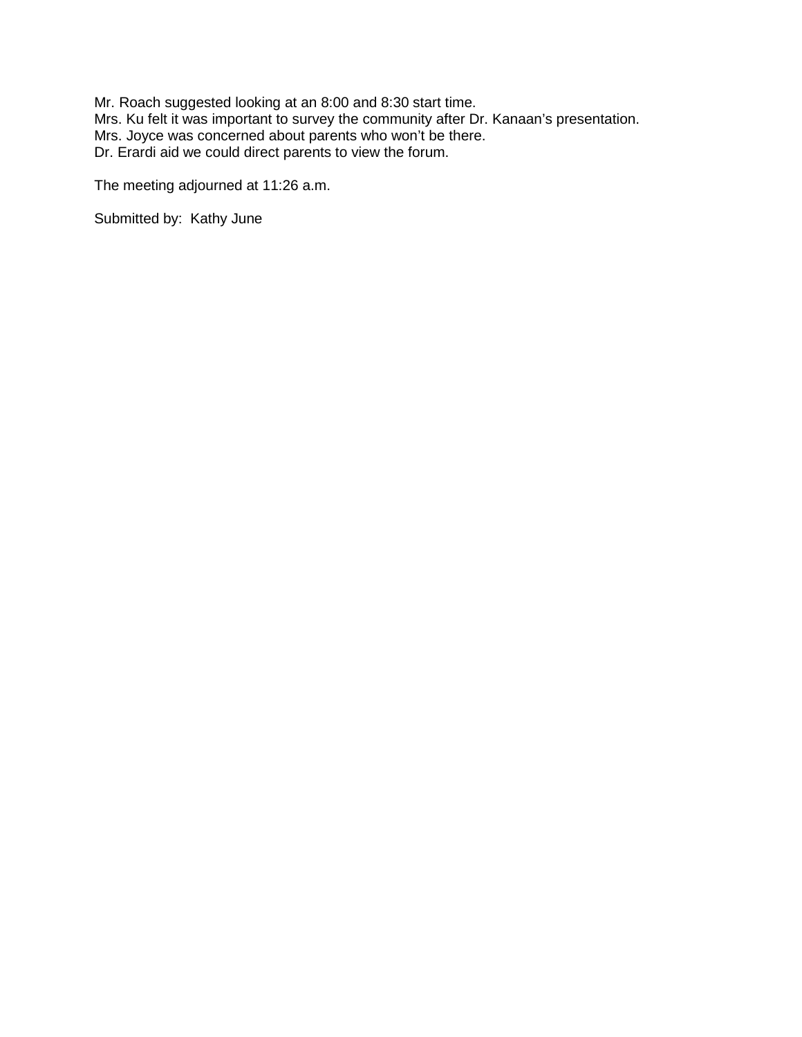Mr. Roach suggested looking at an 8:00 and 8:30 start time.
Mrs. Ku felt it was important to survey the community after Dr. Kanaan's presentation.
Mrs. Joyce was concerned about parents who won't be there.
Dr. Erardi aid we could direct parents to view the forum.

The meeting adjourned at 11:26 a.m.

Submitted by: Kathy June